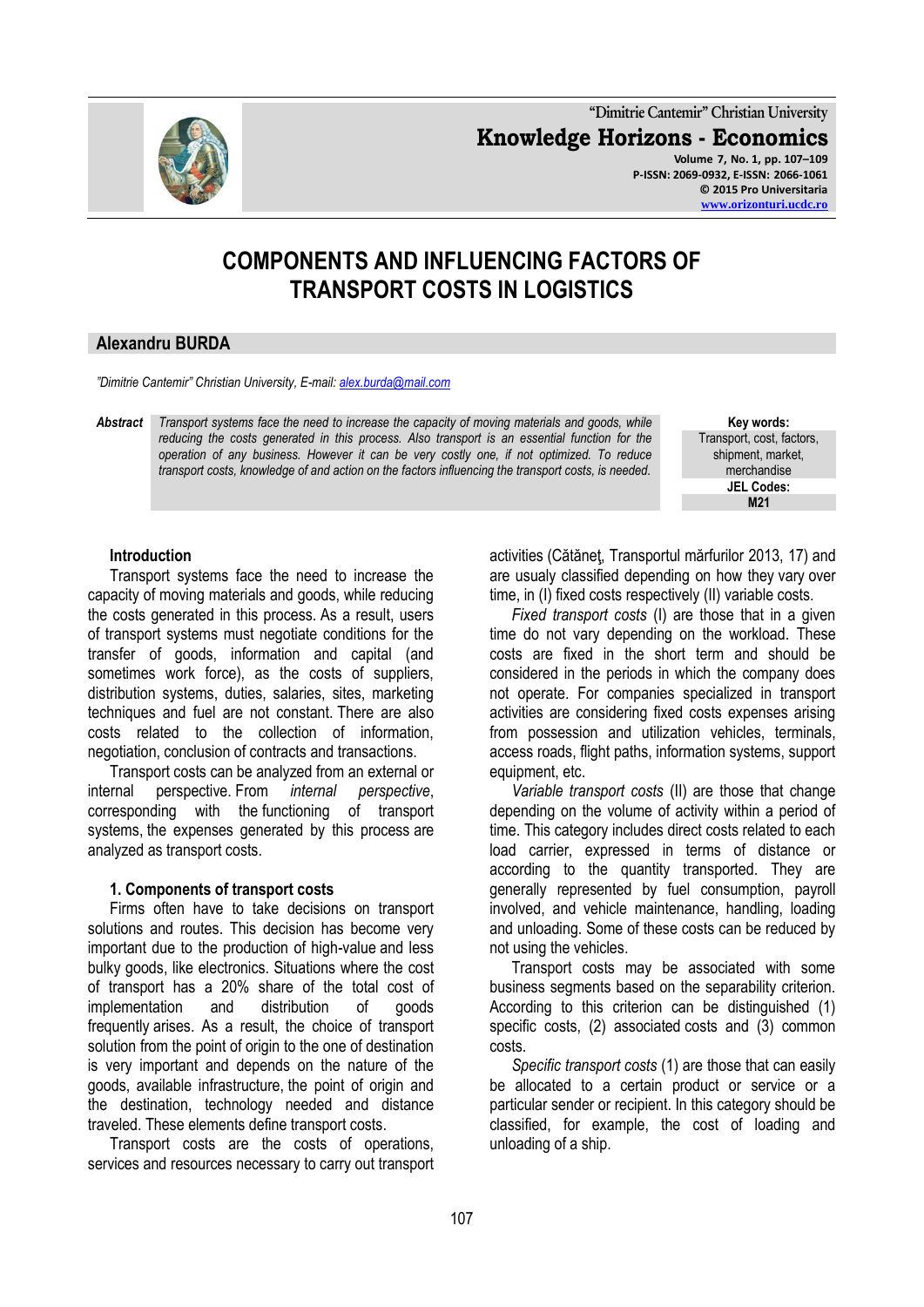# COMPONENTS AND INFLUENCING FACTORS OF TRANSPORT COSTS IN LOGISTICS

## Alexandru BURDA

*"Dimitrie Cantemir" Christian University, E-mail: alex.burda@mail.com*

***Abstract*** *Transport systems face the need to increase the capacity of moving materials and goods, while reducing the costs generated in this process. Also transport is an essential function for the operation of any business. However it can be very costly one, if not optimized. To reduce transport costs, knowledge of and action on the factors influencing the transport costs, is needed.*

**Key words:** Transport, cost, factors, shipment, market, merchandise

**JEL Codes:** M21

### Introduction

Transport systems face the need to increase the capacity of moving materials and goods, while reducing the costs generated in this process. As a result, users of transport systems must negotiate conditions for the transfer of goods, information and capital (and sometimes work force), as the costs of suppliers, distribution systems, duties, salaries, sites, marketing techniques and fuel are not constant. There are also costs related to the collection of information, negotiation, conclusion of contracts and transactions.

Transport costs can be analyzed from an external or internal perspective. From *internal perspective*, corresponding with the functioning of transport systems, the expenses generated by this process are analyzed as transport costs.

### 1. Components of transport costs

Firms often have to take decisions on transport solutions and routes. This decision has become very important due to the production of high-value and less bulky goods, like electronics. Situations where the cost of transport has a 20% share of the total cost of implementation and distribution of goods frequently arises. As a result, the choice of transport solution from the point of origin to the one of destination is very important and depends on the nature of the goods, available infrastructure, the point of origin and the destination, technology needed and distance traveled. These elements define transport costs.

Transport costs are the costs of operations, services and resources necessary to carry out transport activities (Cătăneţ, Transportul mărfurilor 2013, 17) and are usualy classified depending on how they vary over time, in (I) fixed costs respectively (II) variable costs.

*Fixed transport costs* (I) are those that in a given time do not vary depending on the workload. These costs are fixed in the short term and should be considered in the periods in which the company does not operate. For companies specialized in transport activities are considering fixed costs expenses arising from possession and utilization vehicles, terminals, access roads, flight paths, information systems, support equipment, etc.

*Variable transport costs* (II) are those that change depending on the volume of activity within a period of time. This category includes direct costs related to each load carrier, expressed in terms of distance or according to the quantity transported. They are generally represented by fuel consumption, payroll involved, and vehicle maintenance, handling, loading and unloading. Some of these costs can be reduced by not using the vehicles.

Transport costs may be associated with some business segments based on the separability criterion. According to this criterion can be distinguished (1) specific costs, (2) associated costs and (3) common costs.

*Specific transport costs* (1) are those that can easily be allocated to a certain product or service or a particular sender or recipient. In this category should be classified, for example, the cost of loading and unloading of a ship.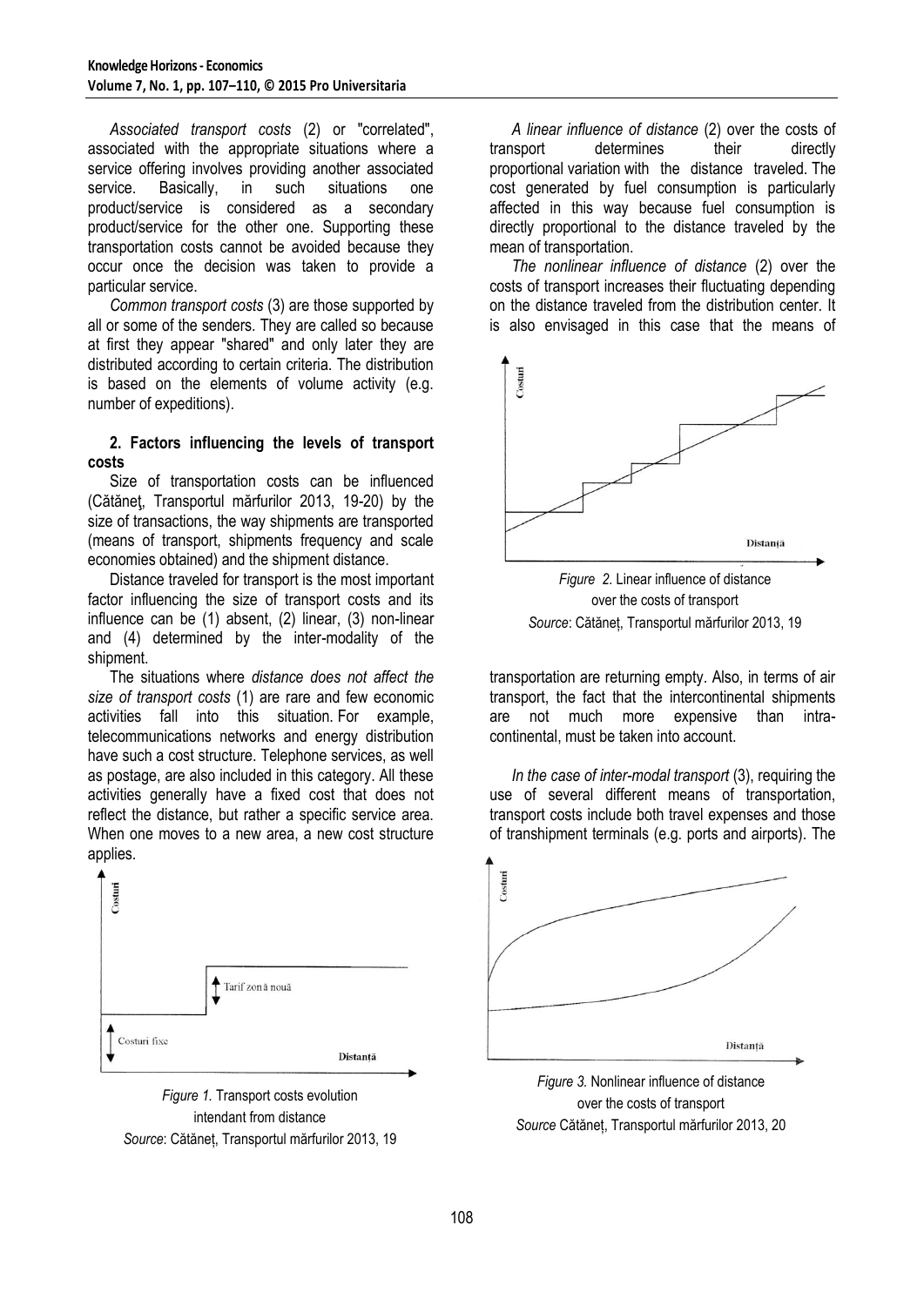*Associated transport costs* (2) or "correlated", associated with the appropriate situations where a service offering involves providing another associated service. Basically, in such situations one product/service is considered as a secondary product/service for the other one. Supporting these transportation costs cannot be avoided because they occur once the decision was taken to provide a particular service.

*Common transport costs* (3) are those supported by all or some of the senders. They are called so because at first they appear "shared" and only later they are distributed according to certain criteria. The distribution is based on the elements of volume activity (e.g. number of expeditions).

## 2. Factors influencing the levels of transport costs

Size of transportation costs can be influenced (Cătăneţ, Transportul mărfurilor 2013, 19-20) by the size of transactions, the way shipments are transported (means of transport, shipments frequency and scale economies obtained) and the shipment distance.

Distance traveled for transport is the most important factor influencing the size of transport costs and its influence can be (1) absent, (2) linear, (3) non-linear and (4) determined by the inter-modality of the shipment.

The situations where *distance does not affect the size of transport costs* (1) are rare and few economic activities fall into this situation. For example, telecommunications networks and energy distribution have such a cost structure. Telephone services, as well as postage, are also included in this category. All these activities generally have a fixed cost that does not reflect the distance, but rather a specific service area. When one moves to a new area, a new cost structure applies.

*Figure 1.* Transport costs evolution intendant from distance
*Source*: Cătăneţ, Transportul mărfurilor 2013, 19

*A linear influence of distance* (2) over the costs of transport determines their directly proportional variation with the distance traveled. The cost generated by fuel consumption is particularly affected in this way because fuel consumption is directly proportional to the distance traveled by the mean of transportation.

*The nonlinear influence of distance* (2) over the costs of transport increases their fluctuating depending on the distance traveled from the distribution center. It is also envisaged in this case that the means of transportation are returning empty. Also, in terms of air transport, the fact that the intercontinental shipments are not much more expensive than intra-continental, must be taken into account.

*Figure 2.* Linear influence of distance over the costs of transport
*Source*: Cătăneţ, Transportul mărfurilor 2013, 19

*In the case of inter-modal transport* (3), requiring the use of several different means of transportation, transport costs include both travel expenses and those of transhipment terminals (e.g. ports and airports). The

*Figure 3.* Nonlinear influence of distance over the costs of transport
*Source* Cătăneţ, Transportul mărfurilor 2013, 20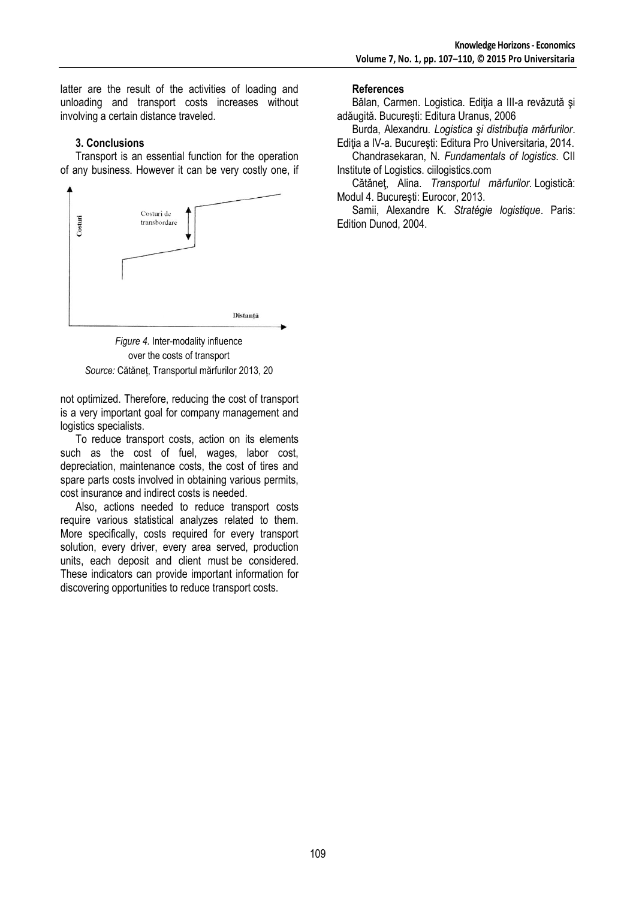latter are the result of the activities of loading and unloading and transport costs increases without involving a certain distance traveled.

### 3. Conclusions

Transport is an essential function for the operation of any business. However it can be very costly one, if not optimized. Therefore, reducing the cost of transport is a very important goal for company management and logistics specialists.

Costuri

Costuri de transbordare

Distanță

*Figure 4.* Inter-modality influence over the costs of transport

*Source:* Cătăneț, Transportul mărfurilor 2013, 20

To reduce transport costs, action on its elements such as the cost of fuel, wages, labor cost, depreciation, maintenance costs, the cost of tires and spare parts costs involved in obtaining various permits, cost insurance and indirect costs is needed.

Also, actions needed to reduce transport costs require various statistical analyzes related to them. More specifically, costs required for every transport solution, every driver, every area served, production units, each deposit and client must be considered. These indicators can provide important information for discovering opportunities to reduce transport costs.

### References

Bălan, Carmen. Logistica. Ediţia a III-a revăzută şi adăugită. Bucureşti: Editura Uranus, 2006

Burda, Alexandru. *Logistica şi distribuţia mărfurilor*. Ediţia a IV-a. Bucureşti: Editura Pro Universitaria, 2014.

Chandrasekaran, N. *Fundamentals of logistics*. CII Institute of Logistics. ciilogistics.com

Cătăneţ, Alina. *Transportul mărfurilor*. Logistică: Modul 4. Bucureşti: Eurocor, 2013.

Samii, Alexandre K. *Stratégie logistique*. Paris: Edition Dunod, 2004.